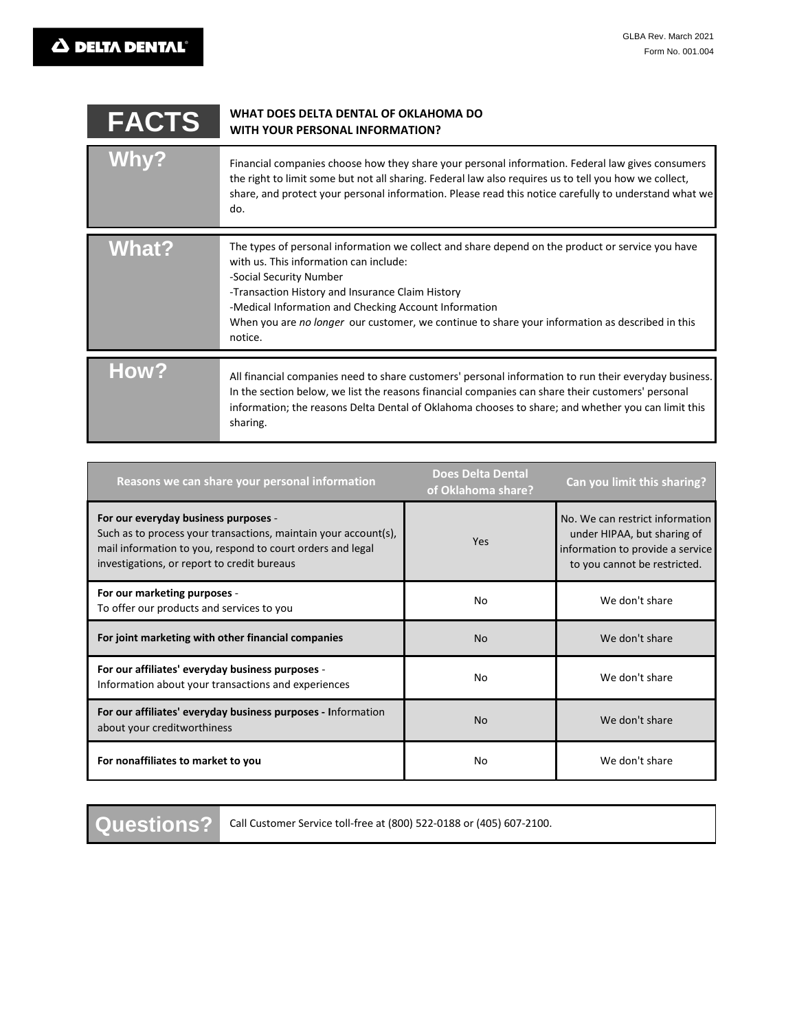**DELTA DENTAL**

GLBA Rev. March 2021
Form No. 001.004

# FACTS

**WHAT DOES DELTA DENTAL OF OKLAHOMA DO WITH YOUR PERSONAL INFORMATION?**

## Why?

Financial companies choose how they share your personal information. Federal law gives consumers the right to limit some but not all sharing. Federal law also requires us to tell you how we collect, share, and protect your personal information. Please read this notice carefully to understand what we do.

## What?

The types of personal information we collect and share depend on the product or service you have with us. This information can include:

-Social Security Number
-Transaction History and Insurance Claim History
-Medical Information and Checking Account Information

When you are *no longer* our customer, we continue to share your information as described in this notice.

## How?

All financial companies need to share customers' personal information to run their everyday business. In the section below, we list the reasons financial companies can share their customers' personal information; the reasons Delta Dental of Oklahoma chooses to share; and whether you can limit this sharing.

| Reasons we can share your personal information | Does Delta Dental of Oklahoma share? | Can you limit this sharing? |
|---|---|---|
| **For our everyday business purposes** - Such as to process your transactions, maintain your account(s), mail information to you, respond to court orders and legal investigations, or report to credit bureaus | Yes | No. We can restrict information under HIPAA, but sharing of information to provide a service to you cannot be restricted. |
| **For our marketing purposes** - To offer our products and services to you | No | We don't share |
| **For joint marketing with other financial companies** | No | We don't share |
| **For our affiliates' everyday business purposes** - Information about your transactions and experiences | No | We don't share |
| **For our affiliates' everyday business purposes - I**nformation about your creditworthiness | No | We don't share |
| **For nonaffiliates to market to you** | No | We don't share |

## Questions?

Call Customer Service toll-free at (800) 522-0188 or (405) 607-2100.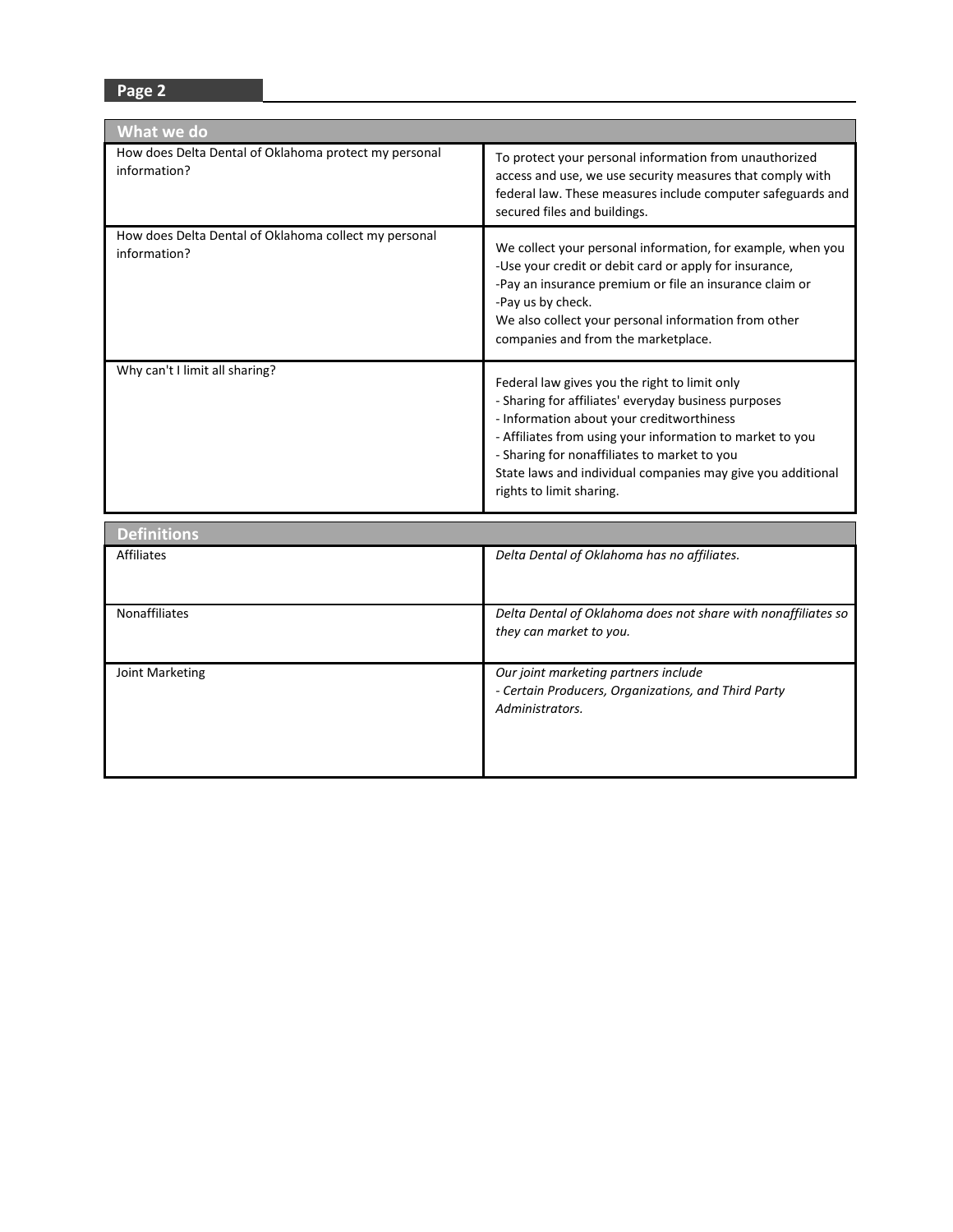## What we do

| | |
|---|---|
| How does Delta Dental of Oklahoma protect my personal information? | To protect your personal information from unauthorized access and use, we use security measures that comply with federal law. These measures include computer safeguards and secured files and buildings. |
| How does Delta Dental of Oklahoma collect my personal information? | We collect your personal information, for example, when you<br>-Use your credit or debit card or apply for insurance,<br>-Pay an insurance premium or file an insurance claim or<br>-Pay us by check.<br>We also collect your personal information from other companies and from the marketplace. |
| Why can't I limit all sharing? | Federal law gives you the right to limit only<br>- Sharing for affiliates' everyday business purposes<br>- Information about your creditworthiness<br>- Affiliates from using your information to market to you<br>- Sharing for nonaffiliates to market to you<br>State laws and individual companies may give you additional rights to limit sharing. |

## Definitions

| | |
|---|---|
| Affiliates | *Delta Dental of Oklahoma has no affiliates.* |
| Nonaffiliates | *Delta Dental of Oklahoma does not share with nonaffiliates so they can market to you.* |
| Joint Marketing | *Our joint marketing partners include*<br>*- Certain Producers, Organizations, and Third Party Administrators.* |